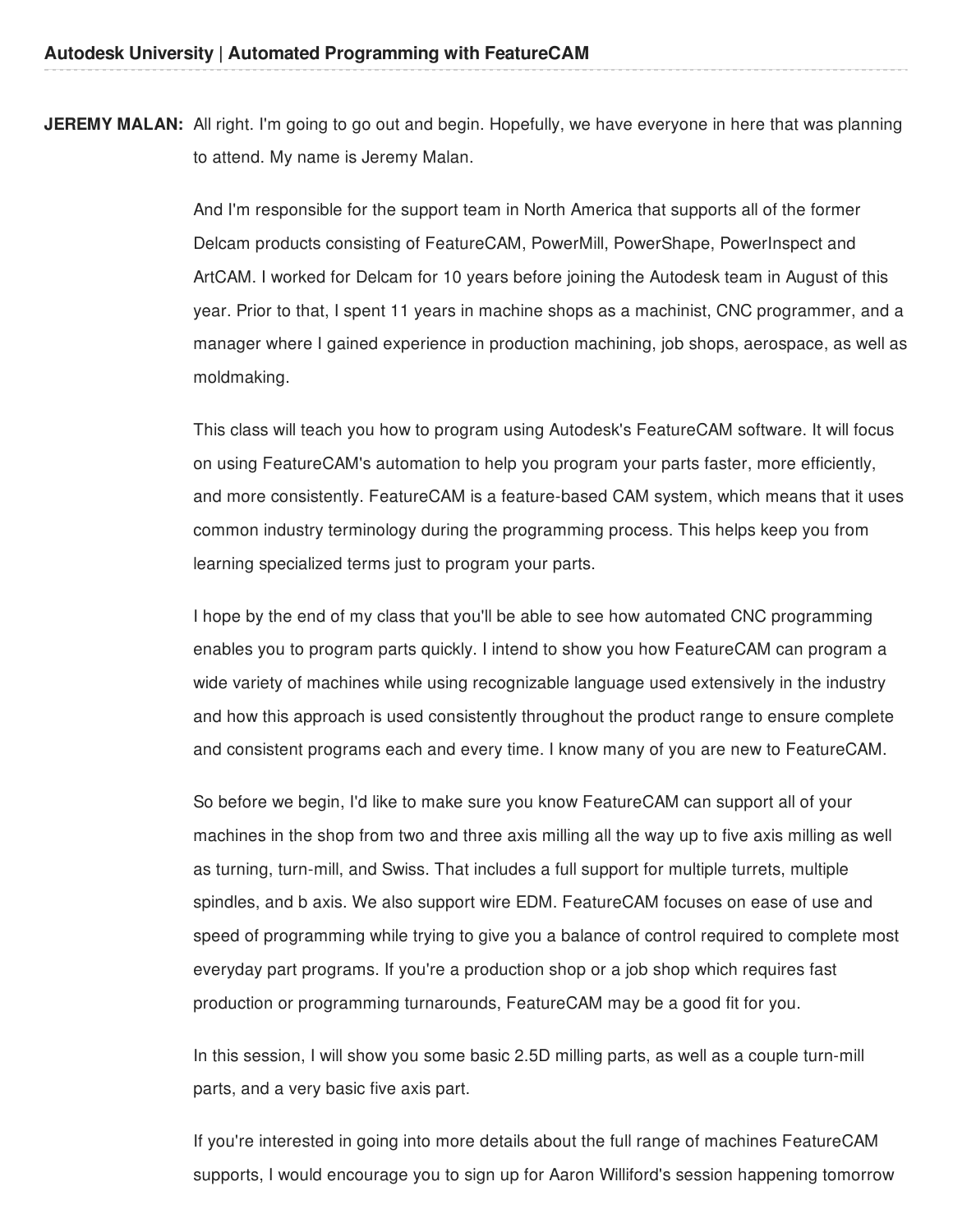**JEREMY MALAN:** All right. I'm going to go out and begin. Hopefully, we have everyone in here that was planning to attend. My name is Jeremy Malan.

And I'm responsible for the support team in North America that supports all of the former Delcam products consisting of FeatureCAM, PowerMill, PowerShape, PowerInspect and ArtCAM. I worked for Delcam for 10 years before joining the Autodesk team in August of this year. Prior to that, I spent 11 years in machine shops as a machinist, CNC programmer, and a manager where I gained experience in production machining, job shops, aerospace, as well as moldmaking.

This class will teach you how to program using Autodesk's FeatureCAM software. It will focus on using FeatureCAM's automation to help you program your parts faster, more efficiently, and more consistently. FeatureCAM is a feature-based CAM system, which means that it uses common industry terminology during the programming process. This helps keep you from learning specialized terms just to program your parts.

I hope by the end of my class that you'll be able to see how automated CNC programming enables you to program parts quickly. I intend to show you how FeatureCAM can program a wide variety of machines while using recognizable language used extensively in the industry and how this approach is used consistently throughout the product range to ensure complete and consistent programs each and every time. I know many of you are new to FeatureCAM.

So before we begin, I'd like to make sure you know FeatureCAM can support all of your machines in the shop from two and three axis milling all the way up to five axis milling as well as turning, turn-mill, and Swiss. That includes a full support for multiple turrets, multiple spindles, and b axis. We also support wire EDM. FeatureCAM focuses on ease of use and speed of programming while trying to give you a balance of control required to complete most everyday part programs. If you're a production shop or a job shop which requires fast production or programming turnarounds, FeatureCAM may be a good fit for you.

In this session, I will show you some basic 2.5D milling parts, as well as a couple turn-mill parts, and a very basic five axis part.

If you're interested in going into more details about the full range of machines FeatureCAM supports, I would encourage you to sign up for Aaron Williford's session happening tomorrow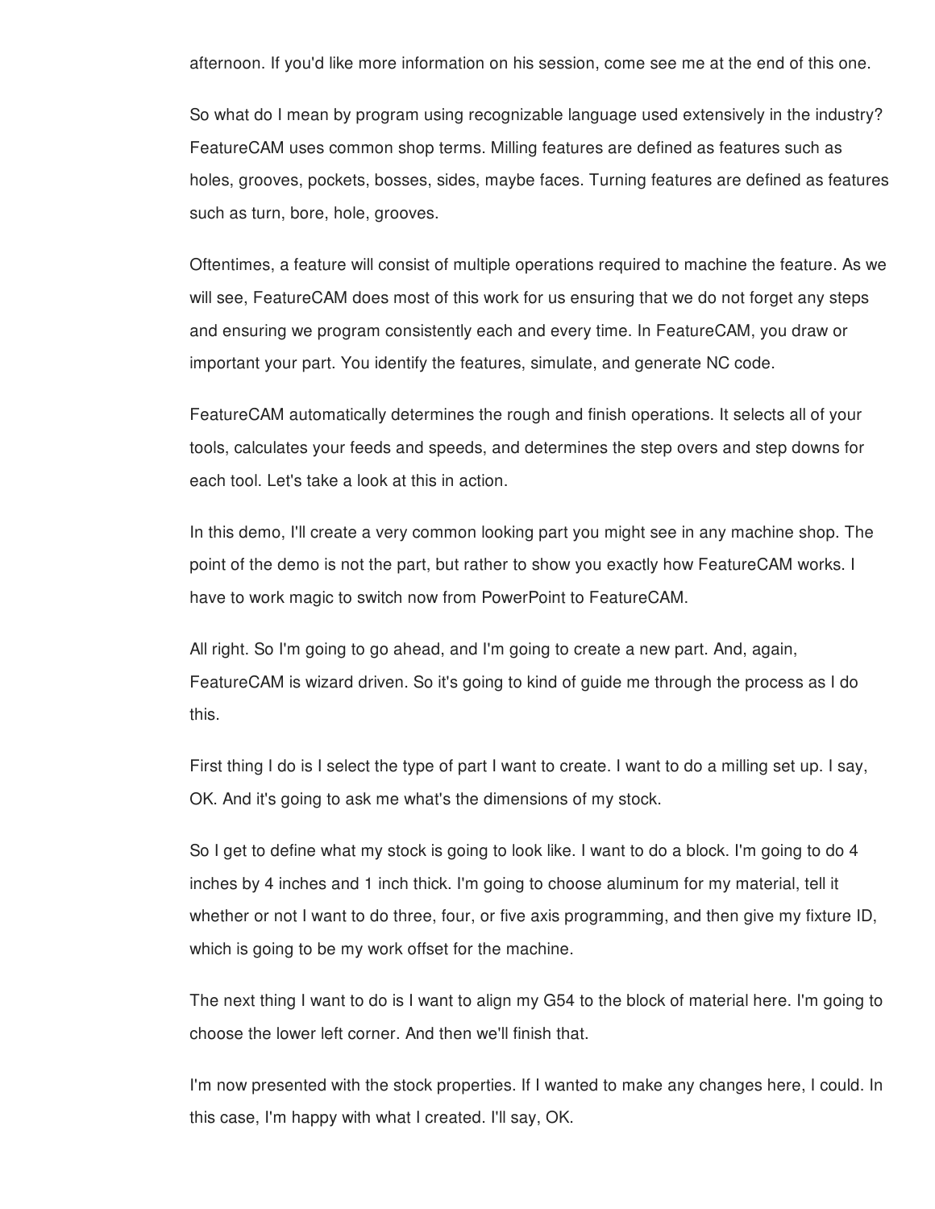afternoon. If you'd like more information on his session, come see me at the end of this one.

So what do I mean by program using recognizable language used extensively in the industry? FeatureCAM uses common shop terms. Milling features are defined as features such as holes, grooves, pockets, bosses, sides, maybe faces. Turning features are defined as features such as turn, bore, hole, grooves.

Oftentimes, a feature will consist of multiple operations required to machine the feature. As we will see, FeatureCAM does most of this work for us ensuring that we do not forget any steps and ensuring we program consistently each and every time. In FeatureCAM, you draw or important your part. You identify the features, simulate, and generate NC code.

FeatureCAM automatically determines the rough and finish operations. It selects all of your tools, calculates your feeds and speeds, and determines the step overs and step downs for each tool. Let's take a look at this in action.

In this demo, I'll create a very common looking part you might see in any machine shop. The point of the demo is not the part, but rather to show you exactly how FeatureCAM works. I have to work magic to switch now from PowerPoint to FeatureCAM.

All right. So I'm going to go ahead, and I'm going to create a new part. And, again, FeatureCAM is wizard driven. So it's going to kind of guide me through the process as I do this.

First thing I do is I select the type of part I want to create. I want to do a milling set up. I say, OK. And it's going to ask me what's the dimensions of my stock.

So I get to define what my stock is going to look like. I want to do a block. I'm going to do 4 inches by 4 inches and 1 inch thick. I'm going to choose aluminum for my material, tell it whether or not I want to do three, four, or five axis programming, and then give my fixture ID, which is going to be my work offset for the machine.

The next thing I want to do is I want to align my G54 to the block of material here. I'm going to choose the lower left corner. And then we'll finish that.

I'm now presented with the stock properties. If I wanted to make any changes here, I could. In this case, I'm happy with what I created. I'll say, OK.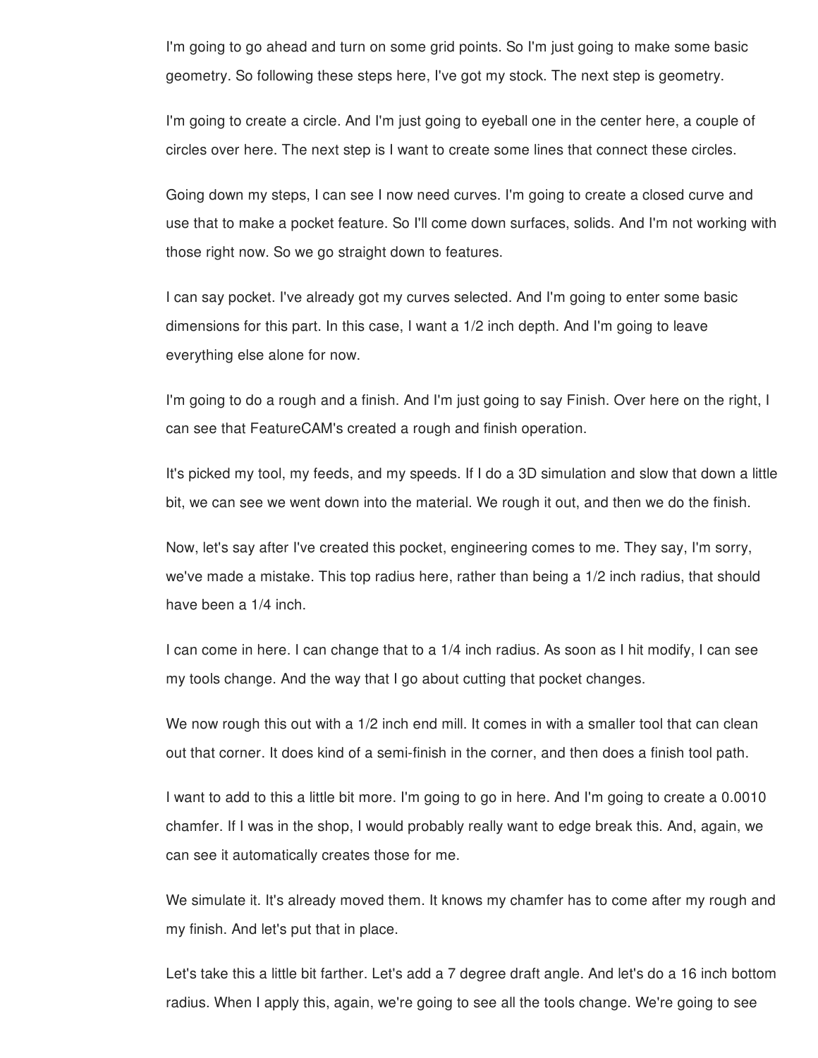I'm going to go ahead and turn on some grid points. So I'm just going to make some basic geometry. So following these steps here, I've got my stock. The next step is geometry.

I'm going to create a circle. And I'm just going to eyeball one in the center here, a couple of circles over here. The next step is I want to create some lines that connect these circles.

Going down my steps, I can see I now need curves. I'm going to create a closed curve and use that to make a pocket feature. So I'll come down surfaces, solids. And I'm not working with those right now. So we go straight down to features.

I can say pocket. I've already got my curves selected. And I'm going to enter some basic dimensions for this part. In this case, I want a 1/2 inch depth. And I'm going to leave everything else alone for now.

I'm going to do a rough and a finish. And I'm just going to say Finish. Over here on the right, I can see that FeatureCAM's created a rough and finish operation.

It's picked my tool, my feeds, and my speeds. If I do a 3D simulation and slow that down a little bit, we can see we went down into the material. We rough it out, and then we do the finish.

Now, let's say after I've created this pocket, engineering comes to me. They say, I'm sorry, we've made a mistake. This top radius here, rather than being a 1/2 inch radius, that should have been a 1/4 inch.

I can come in here. I can change that to a 1/4 inch radius. As soon as I hit modify, I can see my tools change. And the way that I go about cutting that pocket changes.

We now rough this out with a 1/2 inch end mill. It comes in with a smaller tool that can clean out that corner. It does kind of a semi-finish in the corner, and then does a finish tool path.

I want to add to this a little bit more. I'm going to go in here. And I'm going to create a 0.0010 chamfer. If I was in the shop, I would probably really want to edge break this. And, again, we can see it automatically creates those for me.

We simulate it. It's already moved them. It knows my chamfer has to come after my rough and my finish. And let's put that in place.

Let's take this a little bit farther. Let's add a 7 degree draft angle. And let's do a 16 inch bottom radius. When I apply this, again, we're going to see all the tools change. We're going to see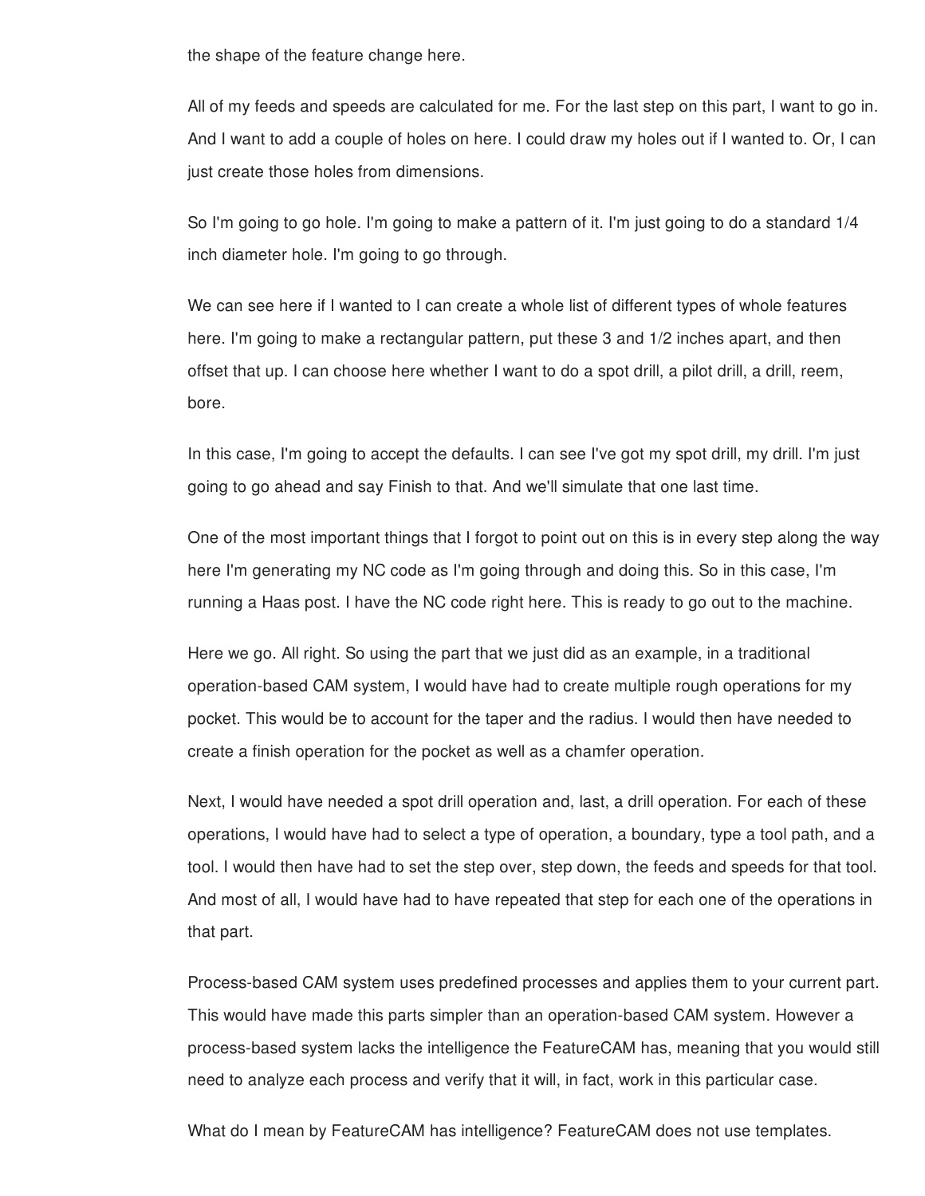the shape of the feature change here.

All of my feeds and speeds are calculated for me. For the last step on this part, I want to go in. And I want to add a couple of holes on here. I could draw my holes out if I wanted to. Or, I can just create those holes from dimensions.

So I'm going to go hole. I'm going to make a pattern of it. I'm just going to do a standard 1/4 inch diameter hole. I'm going to go through.

We can see here if I wanted to I can create a whole list of different types of whole features here. I'm going to make a rectangular pattern, put these 3 and 1/2 inches apart, and then offset that up. I can choose here whether I want to do a spot drill, a pilot drill, a drill, reem, bore.

In this case, I'm going to accept the defaults. I can see I've got my spot drill, my drill. I'm just going to go ahead and say Finish to that. And we'll simulate that one last time.

One of the most important things that I forgot to point out on this is in every step along the way here I'm generating my NC code as I'm going through and doing this. So in this case, I'm running a Haas post. I have the NC code right here. This is ready to go out to the machine.

Here we go. All right. So using the part that we just did as an example, in a traditional operation-based CAM system, I would have had to create multiple rough operations for my pocket. This would be to account for the taper and the radius. I would then have needed to create a finish operation for the pocket as well as a chamfer operation.

Next, I would have needed a spot drill operation and, last, a drill operation. For each of these operations, I would have had to select a type of operation, a boundary, type a tool path, and a tool. I would then have had to set the step over, step down, the feeds and speeds for that tool. And most of all, I would have had to have repeated that step for each one of the operations in that part.

Process-based CAM system uses predefined processes and applies them to your current part. This would have made this parts simpler than an operation-based CAM system. However a process-based system lacks the intelligence the FeatureCAM has, meaning that you would still need to analyze each process and verify that it will, in fact, work in this particular case.

What do I mean by FeatureCAM has intelligence? FeatureCAM does not use templates.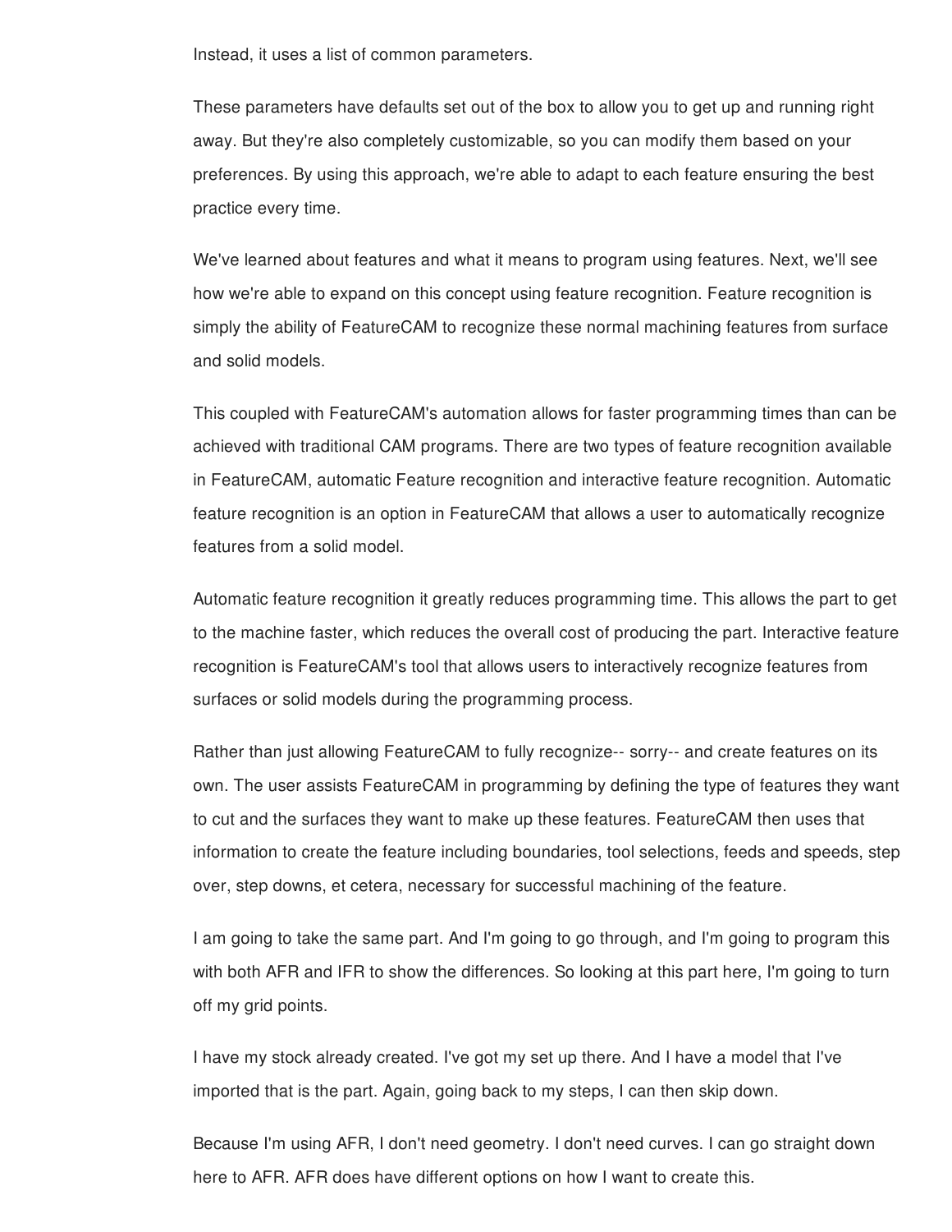Instead, it uses a list of common parameters.

These parameters have defaults set out of the box to allow you to get up and running right away. But they're also completely customizable, so you can modify them based on your preferences. By using this approach, we're able to adapt to each feature ensuring the best practice every time.

We've learned about features and what it means to program using features. Next, we'll see how we're able to expand on this concept using feature recognition. Feature recognition is simply the ability of FeatureCAM to recognize these normal machining features from surface and solid models.

This coupled with FeatureCAM's automation allows for faster programming times than can be achieved with traditional CAM programs. There are two types of feature recognition available in FeatureCAM, automatic Feature recognition and interactive feature recognition. Automatic feature recognition is an option in FeatureCAM that allows a user to automatically recognize features from a solid model.

Automatic feature recognition it greatly reduces programming time. This allows the part to get to the machine faster, which reduces the overall cost of producing the part. Interactive feature recognition is FeatureCAM's tool that allows users to interactively recognize features from surfaces or solid models during the programming process.

Rather than just allowing FeatureCAM to fully recognize-- sorry-- and create features on its own. The user assists FeatureCAM in programming by defining the type of features they want to cut and the surfaces they want to make up these features. FeatureCAM then uses that information to create the feature including boundaries, tool selections, feeds and speeds, step over, step downs, et cetera, necessary for successful machining of the feature.

I am going to take the same part. And I'm going to go through, and I'm going to program this with both AFR and IFR to show the differences. So looking at this part here, I'm going to turn off my grid points.

I have my stock already created. I've got my set up there. And I have a model that I've imported that is the part. Again, going back to my steps, I can then skip down.

Because I'm using AFR, I don't need geometry. I don't need curves. I can go straight down here to AFR. AFR does have different options on how I want to create this.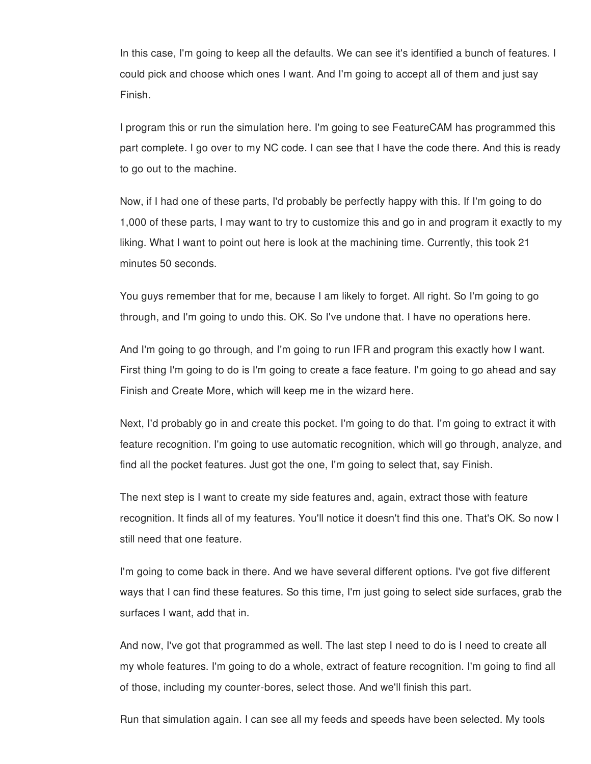In this case, I'm going to keep all the defaults. We can see it's identified a bunch of features. I could pick and choose which ones I want. And I'm going to accept all of them and just say Finish.

I program this or run the simulation here. I'm going to see FeatureCAM has programmed this part complete. I go over to my NC code. I can see that I have the code there. And this is ready to go out to the machine.

Now, if I had one of these parts, I'd probably be perfectly happy with this. If I'm going to do 1,000 of these parts, I may want to try to customize this and go in and program it exactly to my liking. What I want to point out here is look at the machining time. Currently, this took 21 minutes 50 seconds.

You guys remember that for me, because I am likely to forget. All right. So I'm going to go through, and I'm going to undo this. OK. So I've undone that. I have no operations here.

And I'm going to go through, and I'm going to run IFR and program this exactly how I want. First thing I'm going to do is I'm going to create a face feature. I'm going to go ahead and say Finish and Create More, which will keep me in the wizard here.

Next, I'd probably go in and create this pocket. I'm going to do that. I'm going to extract it with feature recognition. I'm going to use automatic recognition, which will go through, analyze, and find all the pocket features. Just got the one, I'm going to select that, say Finish.

The next step is I want to create my side features and, again, extract those with feature recognition. It finds all of my features. You'll notice it doesn't find this one. That's OK. So now I still need that one feature.

I'm going to come back in there. And we have several different options. I've got five different ways that I can find these features. So this time, I'm just going to select side surfaces, grab the surfaces I want, add that in.

And now, I've got that programmed as well. The last step I need to do is I need to create all my whole features. I'm going to do a whole, extract of feature recognition. I'm going to find all of those, including my counter-bores, select those. And we'll finish this part.

Run that simulation again. I can see all my feeds and speeds have been selected. My tools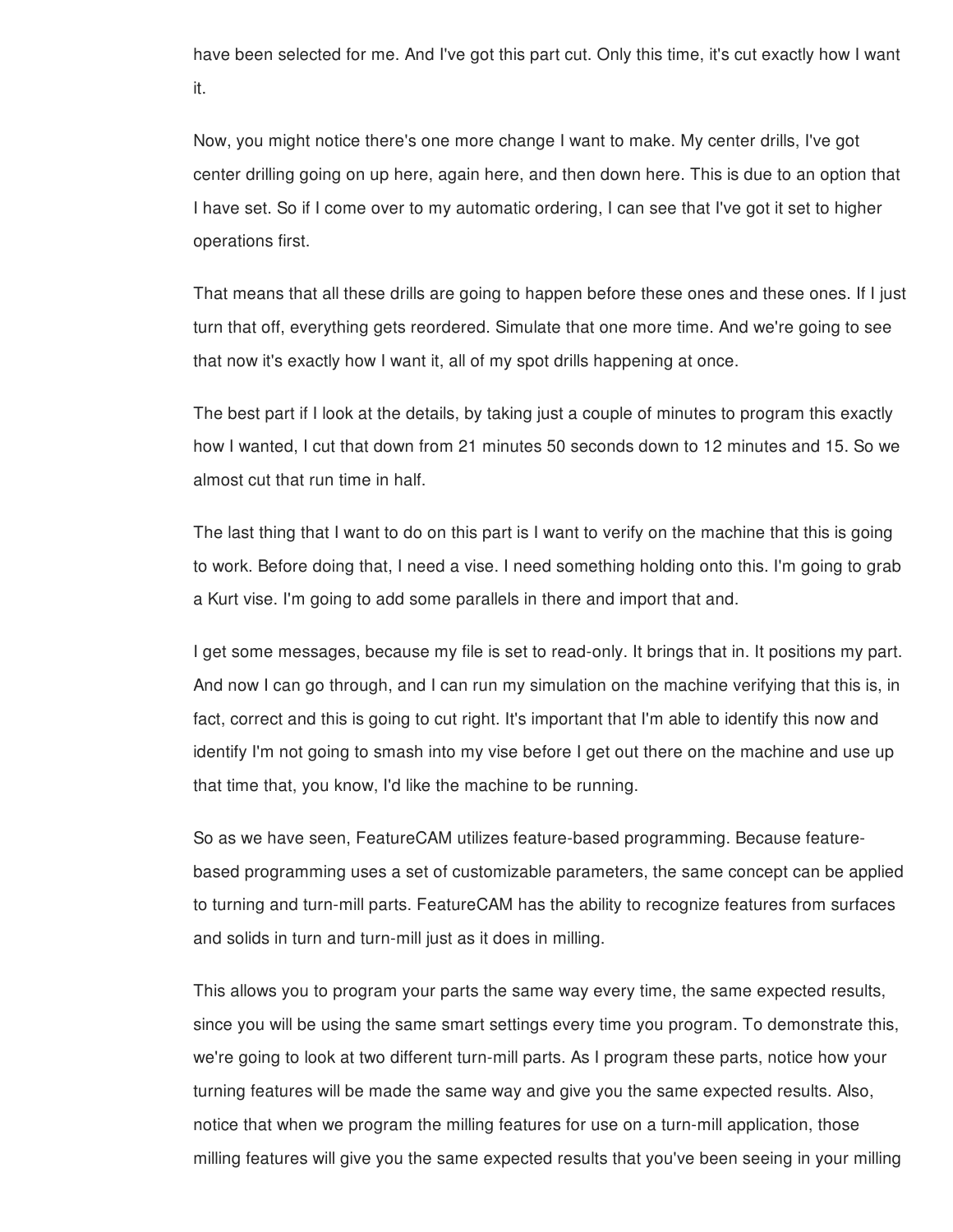have been selected for me. And I've got this part cut. Only this time, it's cut exactly how I want it.

Now, you might notice there's one more change I want to make. My center drills, I've got center drilling going on up here, again here, and then down here. This is due to an option that I have set. So if I come over to my automatic ordering, I can see that I've got it set to higher operations first.

That means that all these drills are going to happen before these ones and these ones. If I just turn that off, everything gets reordered. Simulate that one more time. And we're going to see that now it's exactly how I want it, all of my spot drills happening at once.

The best part if I look at the details, by taking just a couple of minutes to program this exactly how I wanted, I cut that down from 21 minutes 50 seconds down to 12 minutes and 15. So we almost cut that run time in half.

The last thing that I want to do on this part is I want to verify on the machine that this is going to work. Before doing that, I need a vise. I need something holding onto this. I'm going to grab a Kurt vise. I'm going to add some parallels in there and import that and.

I get some messages, because my file is set to read-only. It brings that in. It positions my part. And now I can go through, and I can run my simulation on the machine verifying that this is, in fact, correct and this is going to cut right. It's important that I'm able to identify this now and identify I'm not going to smash into my vise before I get out there on the machine and use up that time that, you know, I'd like the machine to be running.

So as we have seen, FeatureCAM utilizes feature-based programming. Because feature-based programming uses a set of customizable parameters, the same concept can be applied to turning and turn-mill parts. FeatureCAM has the ability to recognize features from surfaces and solids in turn and turn-mill just as it does in milling.

This allows you to program your parts the same way every time, the same expected results, since you will be using the same smart settings every time you program. To demonstrate this, we're going to look at two different turn-mill parts. As I program these parts, notice how your turning features will be made the same way and give you the same expected results. Also, notice that when we program the milling features for use on a turn-mill application, those milling features will give you the same expected results that you've been seeing in your milling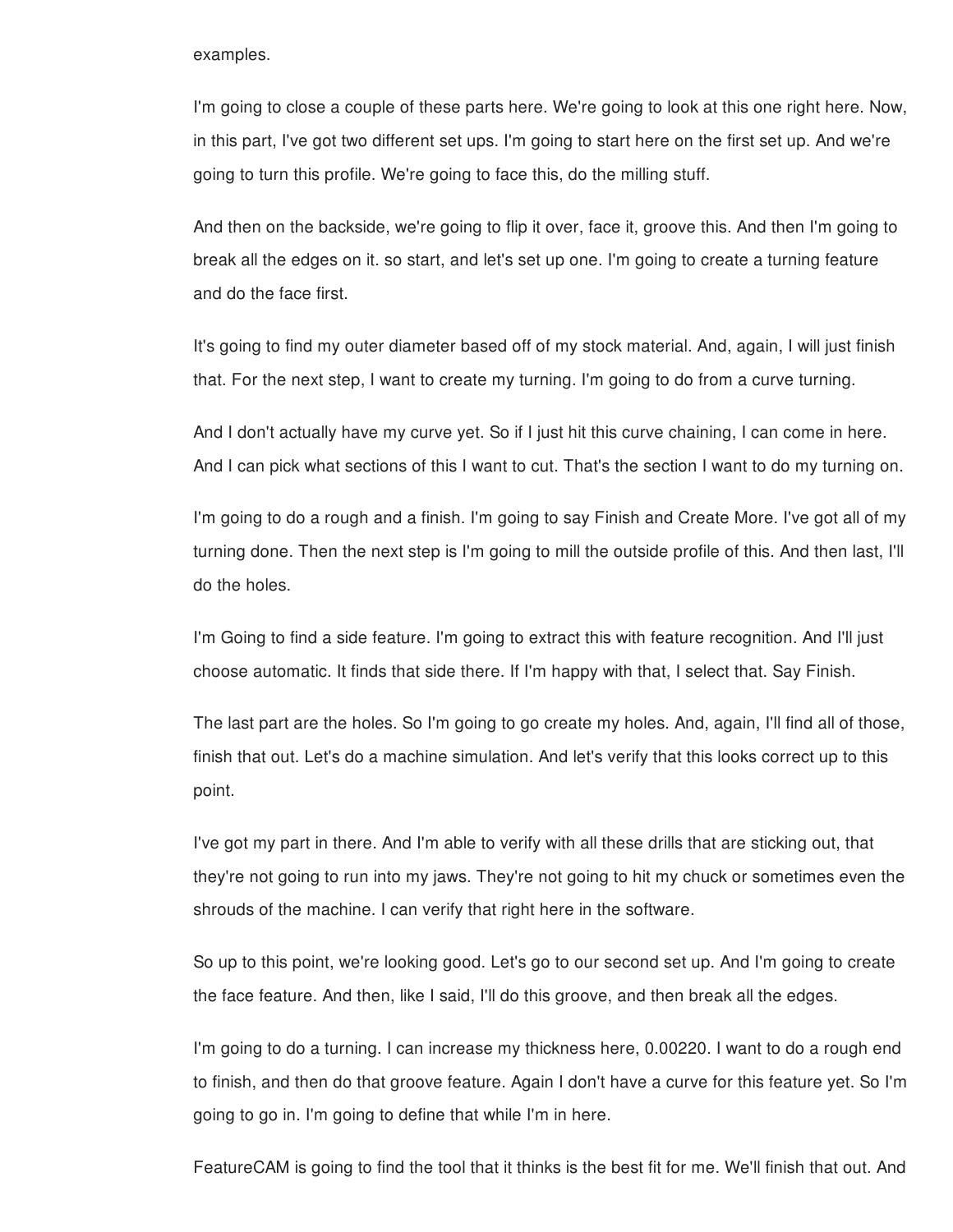examples.

I'm going to close a couple of these parts here. We're going to look at this one right here. Now, in this part, I've got two different set ups. I'm going to start here on the first set up. And we're going to turn this profile. We're going to face this, do the milling stuff.

And then on the backside, we're going to flip it over, face it, groove this. And then I'm going to break all the edges on it. so start, and let's set up one. I'm going to create a turning feature and do the face first.

It's going to find my outer diameter based off of my stock material. And, again, I will just finish that. For the next step, I want to create my turning. I'm going to do from a curve turning.

And I don't actually have my curve yet. So if I just hit this curve chaining, I can come in here. And I can pick what sections of this I want to cut. That's the section I want to do my turning on.

I'm going to do a rough and a finish. I'm going to say Finish and Create More. I've got all of my turning done. Then the next step is I'm going to mill the outside profile of this. And then last, I'll do the holes.

I'm Going to find a side feature. I'm going to extract this with feature recognition. And I'll just choose automatic. It finds that side there. If I'm happy with that, I select that. Say Finish.

The last part are the holes. So I'm going to go create my holes. And, again, I'll find all of those, finish that out. Let's do a machine simulation. And let's verify that this looks correct up to this point.

I've got my part in there. And I'm able to verify with all these drills that are sticking out, that they're not going to run into my jaws. They're not going to hit my chuck or sometimes even the shrouds of the machine. I can verify that right here in the software.

So up to this point, we're looking good. Let's go to our second set up. And I'm going to create the face feature. And then, like I said, I'll do this groove, and then break all the edges.

I'm going to do a turning. I can increase my thickness here, 0.00220. I want to do a rough end to finish, and then do that groove feature. Again I don't have a curve for this feature yet. So I'm going to go in. I'm going to define that while I'm in here.

FeatureCAM is going to find the tool that it thinks is the best fit for me. We'll finish that out. And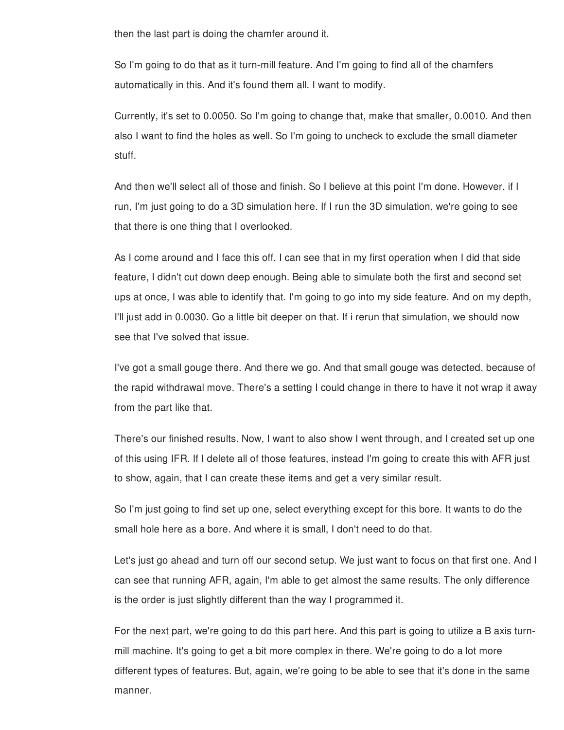then the last part is doing the chamfer around it.

So I'm going to do that as it turn-mill feature. And I'm going to find all of the chamfers automatically in this. And it's found them all. I want to modify.

Currently, it's set to 0.0050. So I'm going to change that, make that smaller, 0.0010. And then also I want to find the holes as well. So I'm going to uncheck to exclude the small diameter stuff.

And then we'll select all of those and finish. So I believe at this point I'm done. However, if I run, I'm just going to do a 3D simulation here. If I run the 3D simulation, we're going to see that there is one thing that I overlooked.

As I come around and I face this off, I can see that in my first operation when I did that side feature, I didn't cut down deep enough. Being able to simulate both the first and second set ups at once, I was able to identify that. I'm going to go into my side feature. And on my depth, I'll just add in 0.0030. Go a little bit deeper on that. If i rerun that simulation, we should now see that I've solved that issue.

I've got a small gouge there. And there we go. And that small gouge was detected, because of the rapid withdrawal move. There's a setting I could change in there to have it not wrap it away from the part like that.

There's our finished results. Now, I want to also show I went through, and I created set up one of this using IFR. If I delete all of those features, instead I'm going to create this with AFR just to show, again, that I can create these items and get a very similar result.

So I'm just going to find set up one, select everything except for this bore. It wants to do the small hole here as a bore. And where it is small, I don't need to do that.

Let's just go ahead and turn off our second setup. We just want to focus on that first one. And I can see that running AFR, again, I'm able to get almost the same results. The only difference is the order is just slightly different than the way I programmed it.

For the next part, we're going to do this part here. And this part is going to utilize a B axis turn-mill machine. It's going to get a bit more complex in there. We're going to do a lot more different types of features. But, again, we're going to be able to see that it's done in the same manner.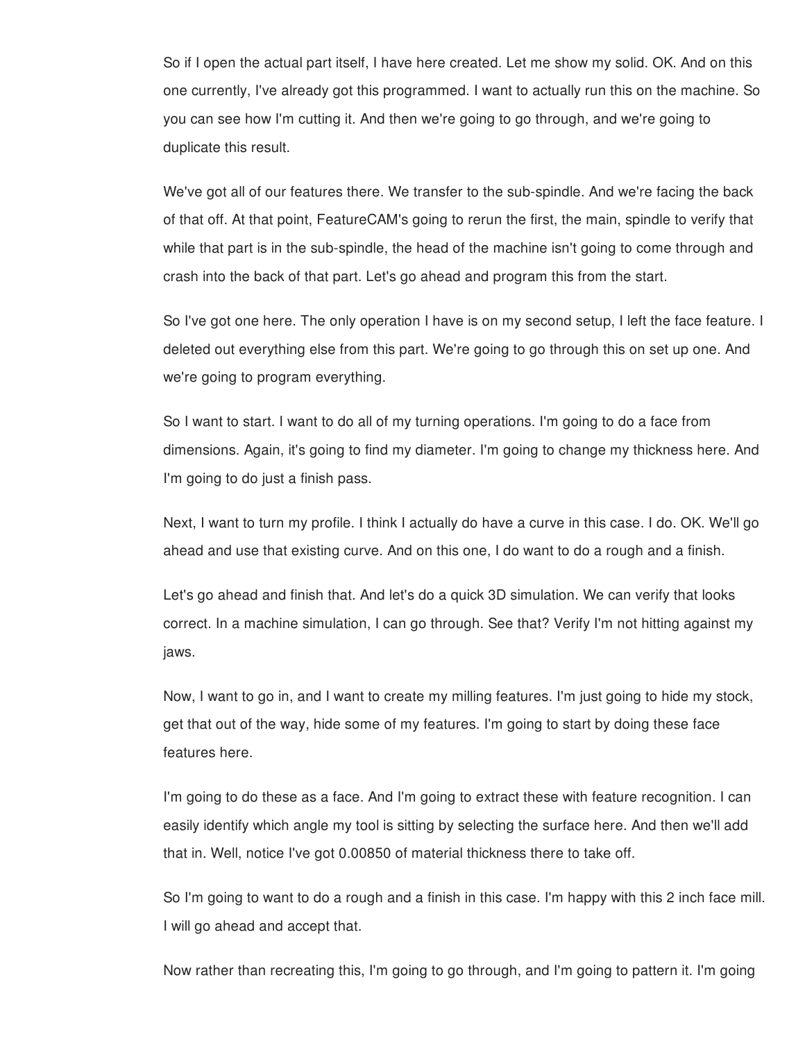So if I open the actual part itself, I have here created. Let me show my solid. OK. And on this one currently, I've already got this programmed. I want to actually run this on the machine. So you can see how I'm cutting it. And then we're going to go through, and we're going to duplicate this result.

We've got all of our features there. We transfer to the sub-spindle. And we're facing the back of that off. At that point, FeatureCAM's going to rerun the first, the main, spindle to verify that while that part is in the sub-spindle, the head of the machine isn't going to come through and crash into the back of that part. Let's go ahead and program this from the start.

So I've got one here. The only operation I have is on my second setup, I left the face feature. I deleted out everything else from this part. We're going to go through this on set up one. And we're going to program everything.

So I want to start. I want to do all of my turning operations. I'm going to do a face from dimensions. Again, it's going to find my diameter. I'm going to change my thickness here. And I'm going to do just a finish pass.

Next, I want to turn my profile. I think I actually do have a curve in this case. I do. OK. We'll go ahead and use that existing curve. And on this one, I do want to do a rough and a finish.

Let's go ahead and finish that. And let's do a quick 3D simulation. We can verify that looks correct. In a machine simulation, I can go through. See that? Verify I'm not hitting against my jaws.

Now, I want to go in, and I want to create my milling features. I'm just going to hide my stock, get that out of the way, hide some of my features. I'm going to start by doing these face features here.

I'm going to do these as a face. And I'm going to extract these with feature recognition. I can easily identify which angle my tool is sitting by selecting the surface here. And then we'll add that in. Well, notice I've got 0.00850 of material thickness there to take off.

So I'm going to want to do a rough and a finish in this case. I'm happy with this 2 inch face mill. I will go ahead and accept that.

Now rather than recreating this, I'm going to go through, and I'm going to pattern it. I'm going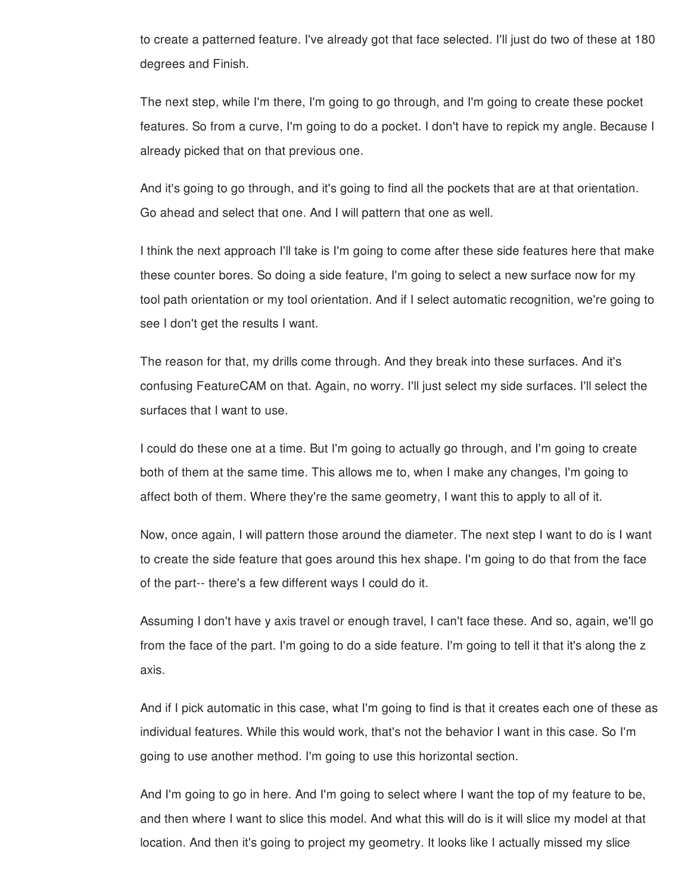to create a patterned feature. I've already got that face selected. I'll just do two of these at 180 degrees and Finish.

The next step, while I'm there, I'm going to go through, and I'm going to create these pocket features. So from a curve, I'm going to do a pocket. I don't have to repick my angle. Because I already picked that on that previous one.

And it's going to go through, and it's going to find all the pockets that are at that orientation. Go ahead and select that one. And I will pattern that one as well.

I think the next approach I'll take is I'm going to come after these side features here that make these counter bores. So doing a side feature, I'm going to select a new surface now for my tool path orientation or my tool orientation. And if I select automatic recognition, we're going to see I don't get the results I want.

The reason for that, my drills come through. And they break into these surfaces. And it's confusing FeatureCAM on that. Again, no worry. I'll just select my side surfaces. I'll select the surfaces that I want to use.

I could do these one at a time. But I'm going to actually go through, and I'm going to create both of them at the same time. This allows me to, when I make any changes, I'm going to affect both of them. Where they're the same geometry, I want this to apply to all of it.

Now, once again, I will pattern those around the diameter. The next step I want to do is I want to create the side feature that goes around this hex shape. I'm going to do that from the face of the part-- there's a few different ways I could do it.

Assuming I don't have y axis travel or enough travel, I can't face these. And so, again, we'll go from the face of the part. I'm going to do a side feature. I'm going to tell it that it's along the z axis.

And if I pick automatic in this case, what I'm going to find is that it creates each one of these as individual features. While this would work, that's not the behavior I want in this case. So I'm going to use another method. I'm going to use this horizontal section.

And I'm going to go in here. And I'm going to select where I want the top of my feature to be, and then where I want to slice this model. And what this will do is it will slice my model at that location. And then it's going to project my geometry. It looks like I actually missed my slice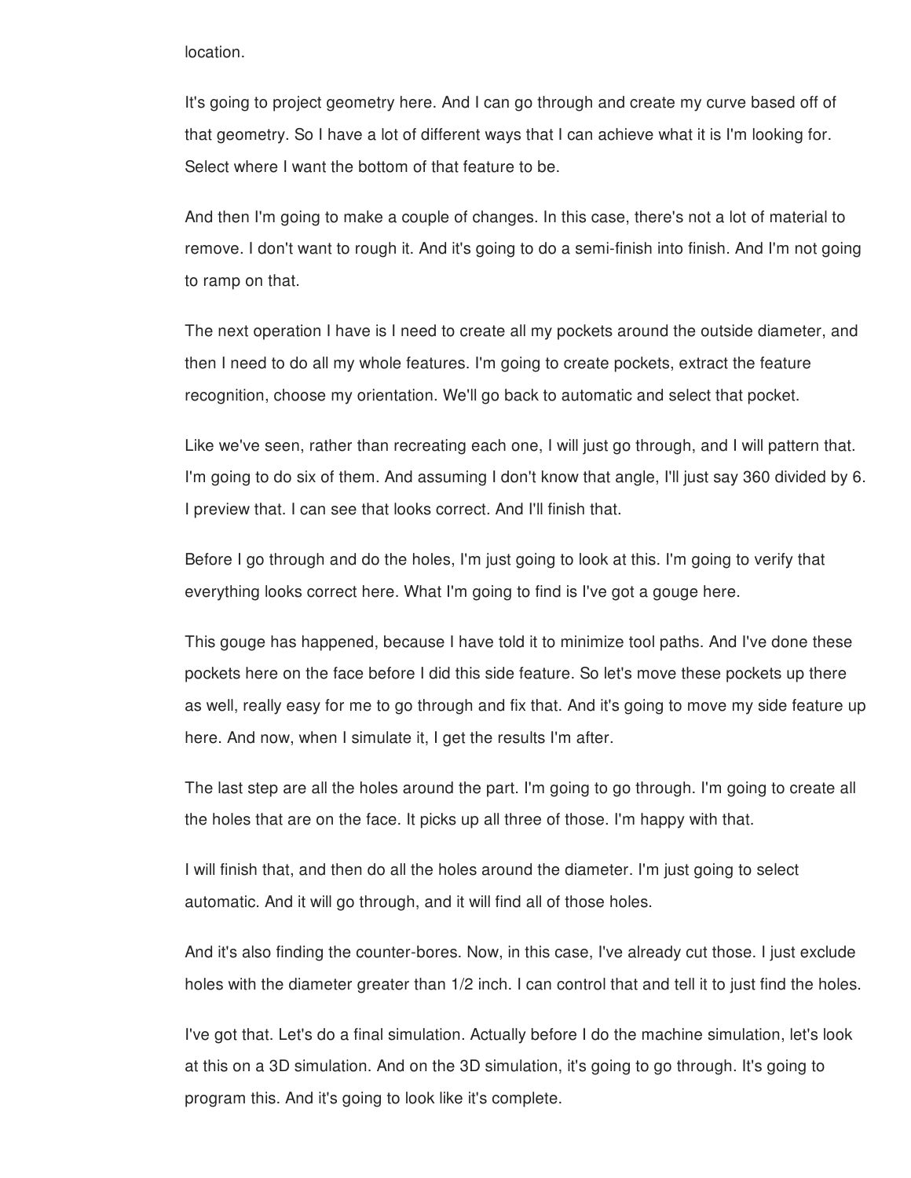location.

It's going to project geometry here. And I can go through and create my curve based off of that geometry. So I have a lot of different ways that I can achieve what it is I'm looking for. Select where I want the bottom of that feature to be.

And then I'm going to make a couple of changes. In this case, there's not a lot of material to remove. I don't want to rough it. And it's going to do a semi-finish into finish. And I'm not going to ramp on that.

The next operation I have is I need to create all my pockets around the outside diameter, and then I need to do all my whole features. I'm going to create pockets, extract the feature recognition, choose my orientation. We'll go back to automatic and select that pocket.

Like we've seen, rather than recreating each one, I will just go through, and I will pattern that. I'm going to do six of them. And assuming I don't know that angle, I'll just say 360 divided by 6. I preview that. I can see that looks correct. And I'll finish that.

Before I go through and do the holes, I'm just going to look at this. I'm going to verify that everything looks correct here. What I'm going to find is I've got a gouge here.

This gouge has happened, because I have told it to minimize tool paths. And I've done these pockets here on the face before I did this side feature. So let's move these pockets up there as well, really easy for me to go through and fix that. And it's going to move my side feature up here. And now, when I simulate it, I get the results I'm after.

The last step are all the holes around the part. I'm going to go through. I'm going to create all the holes that are on the face. It picks up all three of those. I'm happy with that.

I will finish that, and then do all the holes around the diameter. I'm just going to select automatic. And it will go through, and it will find all of those holes.

And it's also finding the counter-bores. Now, in this case, I've already cut those. I just exclude holes with the diameter greater than 1/2 inch. I can control that and tell it to just find the holes.

I've got that. Let's do a final simulation. Actually before I do the machine simulation, let's look at this on a 3D simulation. And on the 3D simulation, it's going to go through. It's going to program this. And it's going to look like it's complete.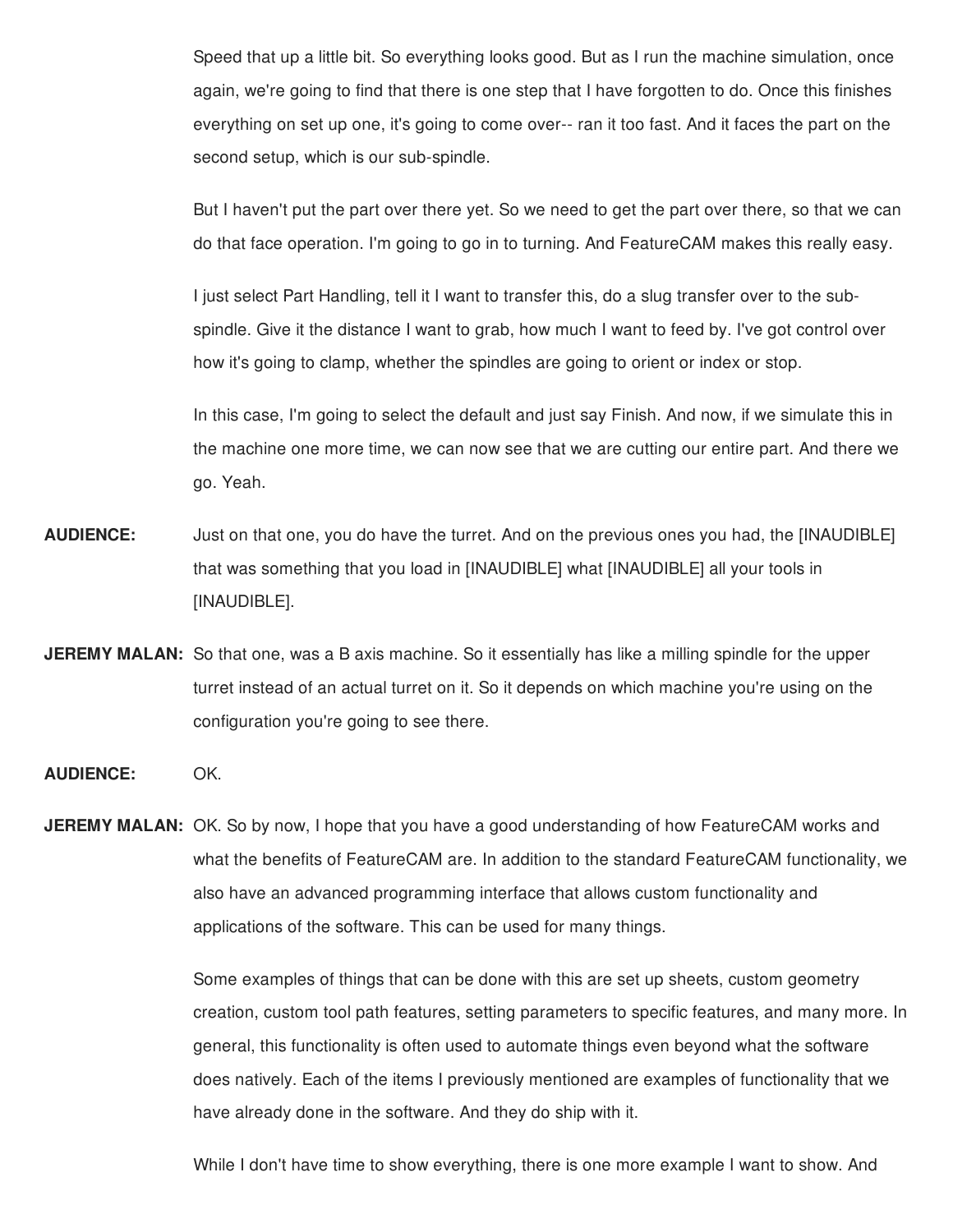Speed that up a little bit. So everything looks good. But as I run the machine simulation, once again, we're going to find that there is one step that I have forgotten to do. Once this finishes everything on set up one, it's going to come over-- ran it too fast. And it faces the part on the second setup, which is our sub-spindle.

But I haven't put the part over there yet. So we need to get the part over there, so that we can do that face operation. I'm going to go in to turning. And FeatureCAM makes this really easy.

I just select Part Handling, tell it I want to transfer this, do a slug transfer over to the sub-spindle. Give it the distance I want to grab, how much I want to feed by. I've got control over how it's going to clamp, whether the spindles are going to orient or index or stop.

In this case, I'm going to select the default and just say Finish. And now, if we simulate this in the machine one more time, we can now see that we are cutting our entire part. And there we go. Yeah.

**AUDIENCE:** Just on that one, you do have the turret. And on the previous ones you had, the [INAUDIBLE] that was something that you load in [INAUDIBLE] what [INAUDIBLE] all your tools in [INAUDIBLE].

**JEREMY MALAN:** So that one, was a B axis machine. So it essentially has like a milling spindle for the upper turret instead of an actual turret on it. So it depends on which machine you're using on the configuration you're going to see there.

**AUDIENCE:** OK.

**JEREMY MALAN:** OK. So by now, I hope that you have a good understanding of how FeatureCAM works and what the benefits of FeatureCAM are. In addition to the standard FeatureCAM functionality, we also have an advanced programming interface that allows custom functionality and applications of the software. This can be used for many things.

Some examples of things that can be done with this are set up sheets, custom geometry creation, custom tool path features, setting parameters to specific features, and many more. In general, this functionality is often used to automate things even beyond what the software does natively. Each of the items I previously mentioned are examples of functionality that we have already done in the software. And they do ship with it.

While I don't have time to show everything, there is one more example I want to show. And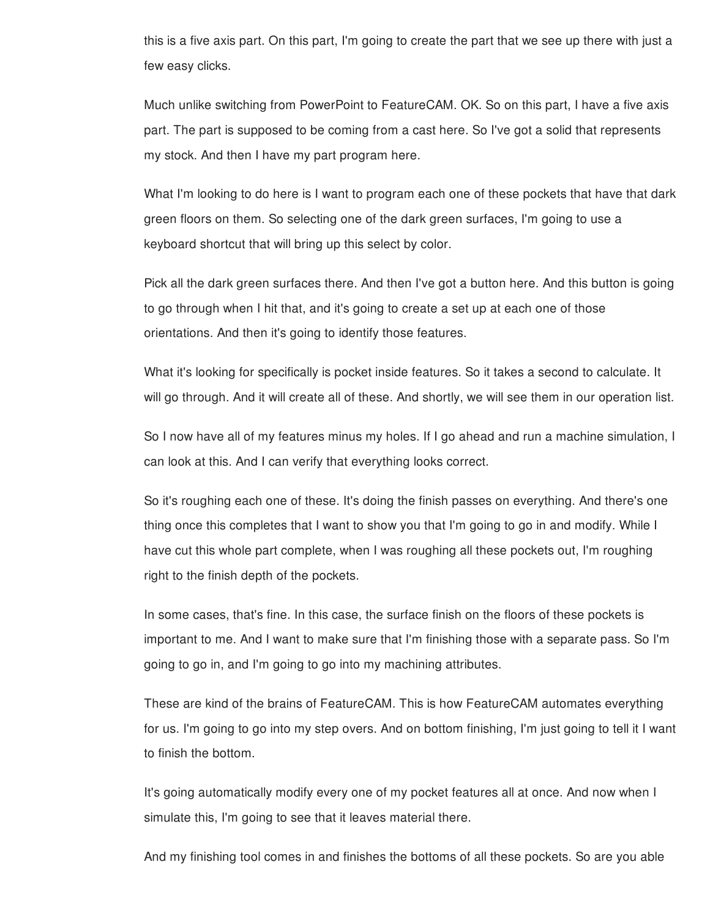this is a five axis part. On this part, I'm going to create the part that we see up there with just a few easy clicks.

Much unlike switching from PowerPoint to FeatureCAM. OK. So on this part, I have a five axis part. The part is supposed to be coming from a cast here. So I've got a solid that represents my stock. And then I have my part program here.

What I'm looking to do here is I want to program each one of these pockets that have that dark green floors on them. So selecting one of the dark green surfaces, I'm going to use a keyboard shortcut that will bring up this select by color.

Pick all the dark green surfaces there. And then I've got a button here. And this button is going to go through when I hit that, and it's going to create a set up at each one of those orientations. And then it's going to identify those features.

What it's looking for specifically is pocket inside features. So it takes a second to calculate. It will go through. And it will create all of these. And shortly, we will see them in our operation list.

So I now have all of my features minus my holes. If I go ahead and run a machine simulation, I can look at this. And I can verify that everything looks correct.

So it's roughing each one of these. It's doing the finish passes on everything. And there's one thing once this completes that I want to show you that I'm going to go in and modify. While I have cut this whole part complete, when I was roughing all these pockets out, I'm roughing right to the finish depth of the pockets.

In some cases, that's fine. In this case, the surface finish on the floors of these pockets is important to me. And I want to make sure that I'm finishing those with a separate pass. So I'm going to go in, and I'm going to go into my machining attributes.

These are kind of the brains of FeatureCAM. This is how FeatureCAM automates everything for us. I'm going to go into my step overs. And on bottom finishing, I'm just going to tell it I want to finish the bottom.

It's going automatically modify every one of my pocket features all at once. And now when I simulate this, I'm going to see that it leaves material there.

And my finishing tool comes in and finishes the bottoms of all these pockets. So are you able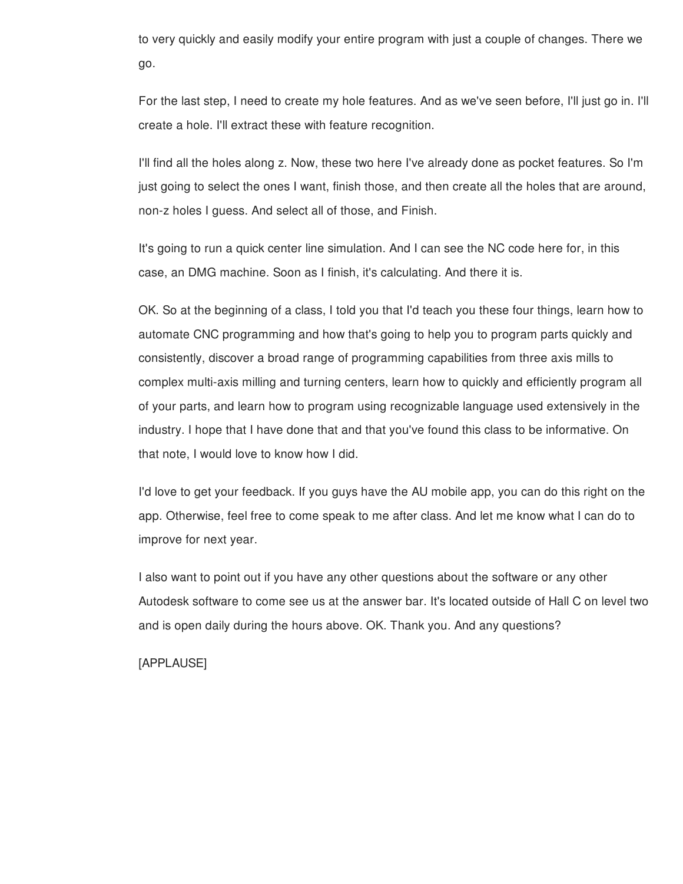to very quickly and easily modify your entire program with just a couple of changes. There we go.

For the last step, I need to create my hole features. And as we've seen before, I'll just go in. I'll create a hole. I'll extract these with feature recognition.

I'll find all the holes along z. Now, these two here I've already done as pocket features. So I'm just going to select the ones I want, finish those, and then create all the holes that are around, non-z holes I guess. And select all of those, and Finish.

It's going to run a quick center line simulation. And I can see the NC code here for, in this case, an DMG machine. Soon as I finish, it's calculating. And there it is.

OK. So at the beginning of a class, I told you that I'd teach you these four things, learn how to automate CNC programming and how that's going to help you to program parts quickly and consistently, discover a broad range of programming capabilities from three axis mills to complex multi-axis milling and turning centers, learn how to quickly and efficiently program all of your parts, and learn how to program using recognizable language used extensively in the industry. I hope that I have done that and that you've found this class to be informative. On that note, I would love to know how I did.

I'd love to get your feedback. If you guys have the AU mobile app, you can do this right on the app. Otherwise, feel free to come speak to me after class. And let me know what I can do to improve for next year.

I also want to point out if you have any other questions about the software or any other Autodesk software to come see us at the answer bar. It's located outside of Hall C on level two and is open daily during the hours above. OK. Thank you. And any questions?

[APPLAUSE]